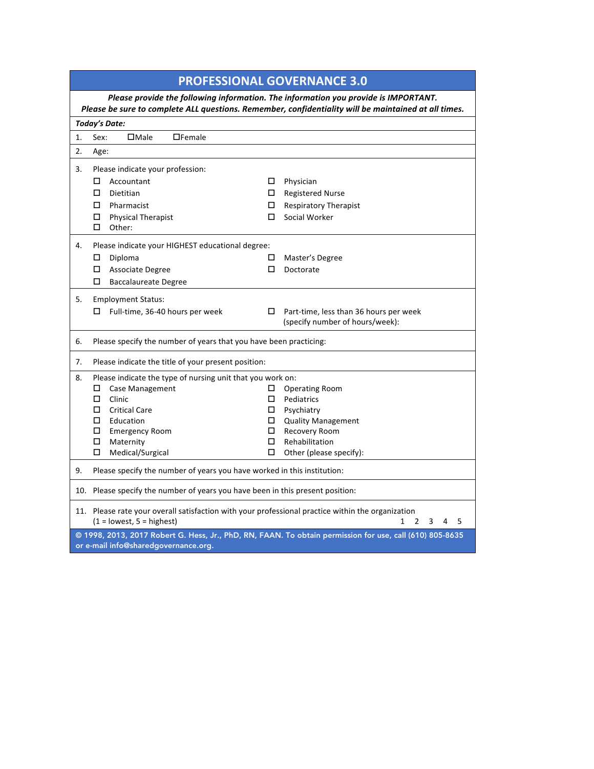# PROFESSIONAL GOVERNANCE 3.0

***Please provide the following information. The information you provide is IMPORTANT. Please be sure to complete ALL questions. Remember, confidentiality will be maintained at all times.***

***Today's Date:***

1. Sex: ☐Male ☐Female

2. Age:

3. Please indicate your profession:
   - ☐ Accountant
   - ☐ Dietitian
   - ☐ Pharmacist
   - ☐ Physical Therapist
   - ☐ Other:
   - ☐ Physician
   - ☐ Registered Nurse
   - ☐ Respiratory Therapist
   - ☐ Social Worker

4. Please indicate your HIGHEST educational degree:
   - ☐ Diploma
   - ☐ Associate Degree
   - ☐ Baccalaureate Degree
   - ☐ Master's Degree
   - ☐ Doctorate

5. Employment Status:
   - ☐ Full-time, 36-40 hours per week
   - ☐ Part-time, less than 36 hours per week (specify number of hours/week):

6. Please specify the number of years that you have been practicing:

7. Please indicate the title of your present position:

8. Please indicate the type of nursing unit that you work on:
   - ☐ Case Management
   - ☐ Clinic
   - ☐ Critical Care
   - ☐ Education
   - ☐ Emergency Room
   - ☐ Maternity
   - ☐ Medical/Surgical
   - ☐ Operating Room
   - ☐ Pediatrics
   - ☐ Psychiatry
   - ☐ Quality Management
   - ☐ Recovery Room
   - ☐ Rehabilitation
   - ☐ Other (please specify):

9. Please specify the number of years you have worked in this institution:

10. Please specify the number of years you have been in this present position:

11. Please rate your overall satisfaction with your professional practice within the organization (1 = lowest, 5 = highest) 1 2 3 4 5

**© 1998, 2013, 2017 Robert G. Hess, Jr., PhD, RN, FAAN. To obtain permission for use, call (610) 805-8635 or e-mail info@sharedgovernance.org.**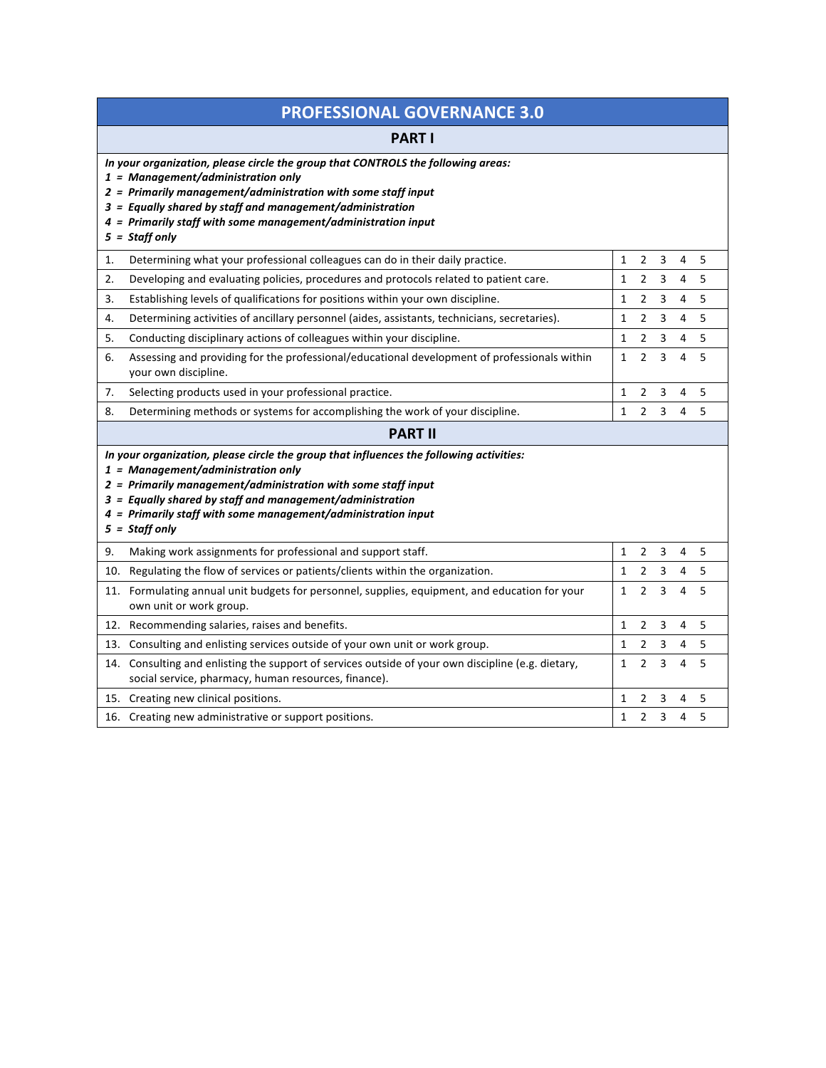# PROFESSIONAL GOVERNANCE 3.0

## PART I

***In your organization, please circle the group that CONTROLS the following areas:***
***1 = Management/administration only***
***2 = Primarily management/administration with some staff input***
***3 = Equally shared by staff and management/administration***
***4 = Primarily staff with some management/administration input***
***5 = Staff only***

| | Item | Rating |
|---|---|---|
| 1. | Determining what your professional colleagues can do in their daily practice. | 1 2 3 4 5 |
| 2. | Developing and evaluating policies, procedures and protocols related to patient care. | 1 2 3 4 5 |
| 3. | Establishing levels of qualifications for positions within your own discipline. | 1 2 3 4 5 |
| 4. | Determining activities of ancillary personnel (aides, assistants, technicians, secretaries). | 1 2 3 4 5 |
| 5. | Conducting disciplinary actions of colleagues within your discipline. | 1 2 3 4 5 |
| 6. | Assessing and providing for the professional/educational development of professionals within your own discipline. | 1 2 3 4 5 |
| 7. | Selecting products used in your professional practice. | 1 2 3 4 5 |
| 8. | Determining methods or systems for accomplishing the work of your discipline. | 1 2 3 4 5 |

## PART II

***In your organization, please circle the group that influences the following activities:***
***1 = Management/administration only***
***2 = Primarily management/administration with some staff input***
***3 = Equally shared by staff and management/administration***
***4 = Primarily staff with some management/administration input***
***5 = Staff only***

| | Item | Rating |
|---|---|---|
| 9. | Making work assignments for professional and support staff. | 1 2 3 4 5 |
| 10. | Regulating the flow of services or patients/clients within the organization. | 1 2 3 4 5 |
| 11. | Formulating annual unit budgets for personnel, supplies, equipment, and education for your own unit or work group. | 1 2 3 4 5 |
| 12. | Recommending salaries, raises and benefits. | 1 2 3 4 5 |
| 13. | Consulting and enlisting services outside of your own unit or work group. | 1 2 3 4 5 |
| 14. | Consulting and enlisting the support of services outside of your own discipline (e.g. dietary, social service, pharmacy, human resources, finance). | 1 2 3 4 5 |
| 15. | Creating new clinical positions. | 1 2 3 4 5 |
| 16. | Creating new administrative or support positions. | 1 2 3 4 5 |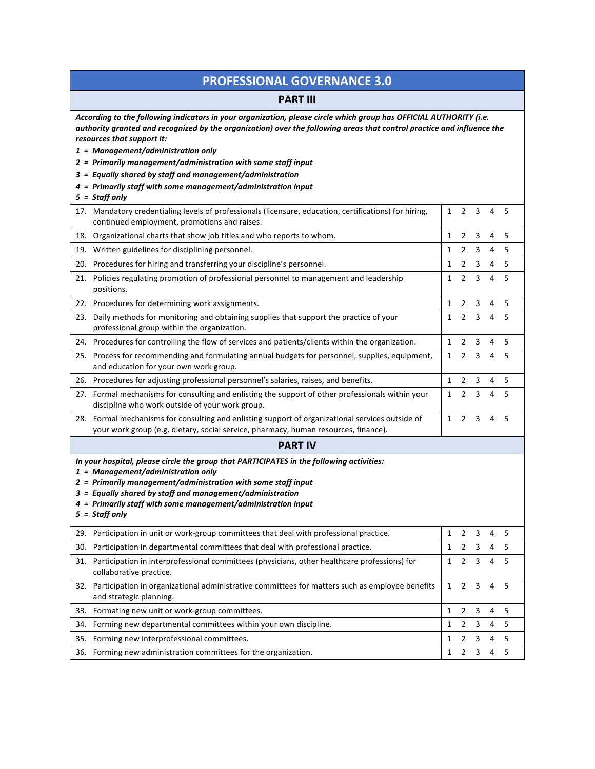# PROFESSIONAL GOVERNANCE 3.0

## PART III

***According to the following indicators in your organization, please circle which group has OFFICIAL AUTHORITY (i.e. authority granted and recognized by the organization) over the following areas that control practice and influence the resources that support it:***

***1 = Management/administration only***
***2 = Primarily management/administration with some staff input***
***3 = Equally shared by staff and management/administration***
***4 = Primarily staff with some management/administration input***
***5 = Staff only***

| Item | Rating |
|---|---|
| 17. Mandatory credentialing levels of professionals (licensure, education, certifications) for hiring, continued employment, promotions and raises. | 1 2 3 4 5 |
| 18. Organizational charts that show job titles and who reports to whom. | 1 2 3 4 5 |
| 19. Written guidelines for disciplining personnel. | 1 2 3 4 5 |
| 20. Procedures for hiring and transferring your discipline's personnel. | 1 2 3 4 5 |
| 21. Policies regulating promotion of professional personnel to management and leadership positions. | 1 2 3 4 5 |
| 22. Procedures for determining work assignments. | 1 2 3 4 5 |
| 23. Daily methods for monitoring and obtaining supplies that support the practice of your professional group within the organization. | 1 2 3 4 5 |
| 24. Procedures for controlling the flow of services and patients/clients within the organization. | 1 2 3 4 5 |
| 25. Process for recommending and formulating annual budgets for personnel, supplies, equipment, and education for your own work group. | 1 2 3 4 5 |
| 26. Procedures for adjusting professional personnel's salaries, raises, and benefits. | 1 2 3 4 5 |
| 27. Formal mechanisms for consulting and enlisting the support of other professionals within your discipline who work outside of your work group. | 1 2 3 4 5 |
| 28. Formal mechanisms for consulting and enlisting support of organizational services outside of your work group (e.g. dietary, social service, pharmacy, human resources, finance). | 1 2 3 4 5 |

## PART IV

***In your hospital, please circle the group that PARTICIPATES in the following activities:***

***1 = Management/administration only***
***2 = Primarily management/administration with some staff input***
***3 = Equally shared by staff and management/administration***
***4 = Primarily staff with some management/administration input***
***5 = Staff only***

| Item | Rating |
|---|---|
| 29. Participation in unit or work-group committees that deal with professional practice. | 1 2 3 4 5 |
| 30. Participation in departmental committees that deal with professional practice. | 1 2 3 4 5 |
| 31. Participation in interprofessional committees (physicians, other healthcare professions) for collaborative practice. | 1 2 3 4 5 |
| 32. Participation in organizational administrative committees for matters such as employee benefits and strategic planning. | 1 2 3 4 5 |
| 33. Formating new unit or work-group committees. | 1 2 3 4 5 |
| 34. Forming new departmental committees within your own discipline. | 1 2 3 4 5 |
| 35. Forming new interprofessional committees. | 1 2 3 4 5 |
| 36. Forming new administration committees for the organization. | 1 2 3 4 5 |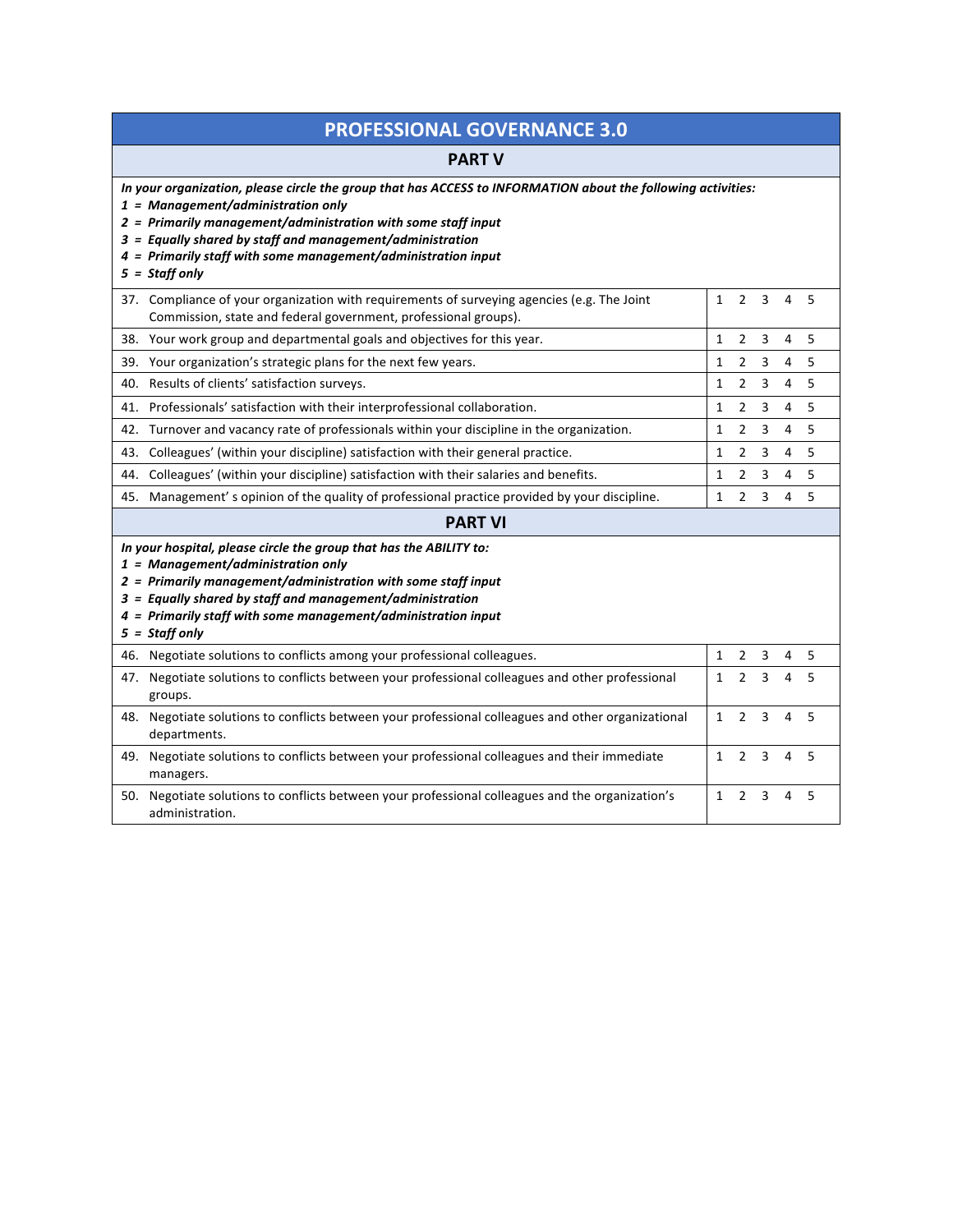# PROFESSIONAL GOVERNANCE 3.0

## PART V

***In your organization, please circle the group that has ACCESS to INFORMATION about the following activities:***
***1 = Management/administration only***
***2 = Primarily management/administration with some staff input***
***3 = Equally shared by staff and management/administration***
***4 = Primarily staff with some management/administration input***
***5 = Staff only***

| | |
|---|---|
| 37. Compliance of your organization with requirements of surveying agencies (e.g. The Joint Commission, state and federal government, professional groups). | 1 2 3 4 5 |
| 38. Your work group and departmental goals and objectives for this year. | 1 2 3 4 5 |
| 39. Your organization's strategic plans for the next few years. | 1 2 3 4 5 |
| 40. Results of clients' satisfaction surveys. | 1 2 3 4 5 |
| 41. Professionals' satisfaction with their interprofessional collaboration. | 1 2 3 4 5 |
| 42. Turnover and vacancy rate of professionals within your discipline in the organization. | 1 2 3 4 5 |
| 43. Colleagues' (within your discipline) satisfaction with their general practice. | 1 2 3 4 5 |
| 44. Colleagues' (within your discipline) satisfaction with their salaries and benefits. | 1 2 3 4 5 |
| 45. Management' s opinion of the quality of professional practice provided by your discipline. | 1 2 3 4 5 |

## PART VI

***In your hospital, please circle the group that has the ABILITY to:***
***1 = Management/administration only***
***2 = Primarily management/administration with some staff input***
***3 = Equally shared by staff and management/administration***
***4 = Primarily staff with some management/administration input***
***5 = Staff only***

| | |
|---|---|
| 46. Negotiate solutions to conflicts among your professional colleagues. | 1 2 3 4 5 |
| 47. Negotiate solutions to conflicts between your professional colleagues and other professional groups. | 1 2 3 4 5 |
| 48. Negotiate solutions to conflicts between your professional colleagues and other organizational departments. | 1 2 3 4 5 |
| 49. Negotiate solutions to conflicts between your professional colleagues and their immediate managers. | 1 2 3 4 5 |
| 50. Negotiate solutions to conflicts between your professional colleagues and the organization's administration. | 1 2 3 4 5 |